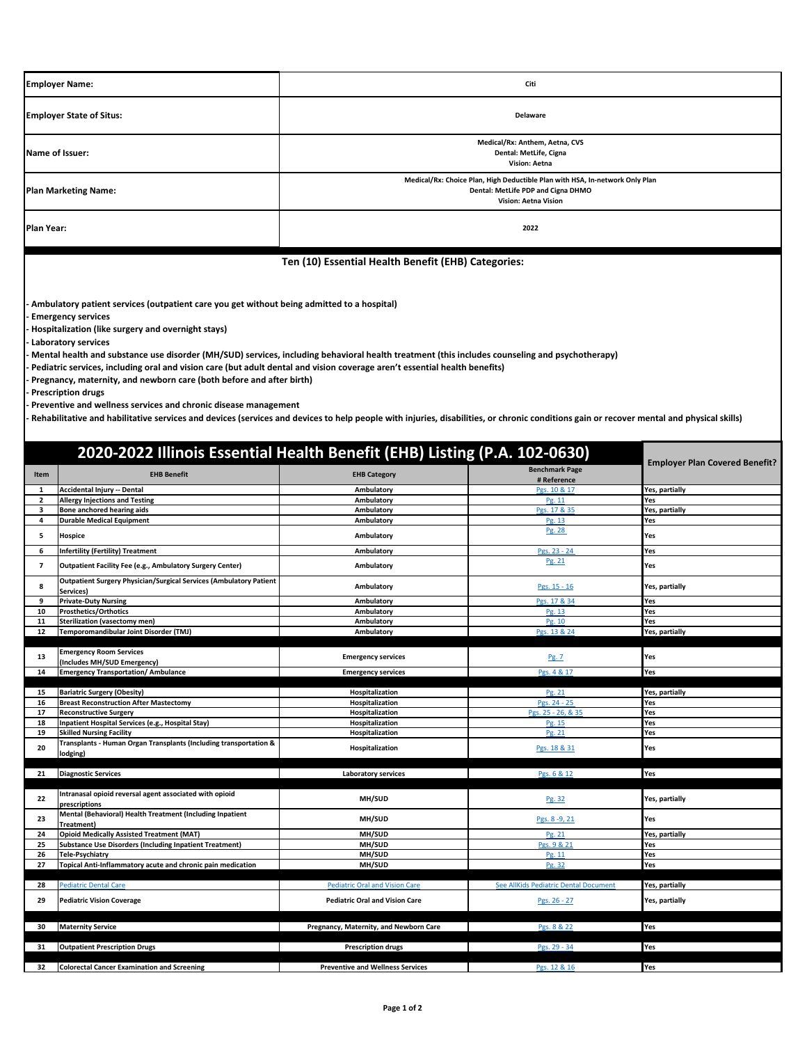| Employer Name: | Citi |
|---|---|
| Employer State of Situs: | Delaware |
| Name of Issuer: | Medical/Rx: Anthem, Aetna, CVS<br>Dental: MetLife, Cigna<br>Vision: Aetna |
| Plan Marketing Name: | Medical/Rx: Choice Plan, High Deductible Plan with HSA, In-network Only Plan<br>Dental: MetLife PDP and Cigna DHMO<br>Vision: Aetna Vision |
| Plan Year: | 2022 |

## Ten (10) Essential Health Benefit (EHB) Categories:

- **Ambulatory patient services (outpatient care you get without being admitted to a hospital)**
- **Emergency services**
- **Hospitalization (like surgery and overnight stays)**
- **Laboratory services**
- **Mental health and substance use disorder (MH/SUD) services, including behavioral health treatment (this includes counseling and psychotherapy)**
- **Pediatric services, including oral and vision care (but adult dental and vision coverage aren't essential health benefits)**
- **Pregnancy, maternity, and newborn care (both before and after birth)**
- **Prescription drugs**
- **Preventive and wellness services and chronic disease management**
- **Rehabilitative and habilitative services and devices (services and devices to help people with injuries, disabilities, or chronic conditions gain or recover mental and physical skills)**

## 2020-2022 Illinois Essential Health Benefit (EHB) Listing (P.A. 102-0630)

| Item | EHB Benefit | EHB Category | Benchmark Page # Reference | Employer Plan Covered Benefit? |
|---|---|---|---|---|
| 1 | Accidental Injury -- Dental | Ambulatory | Pgs. 10 & 17 | Yes, partially |
| 2 | Allergy Injections and Testing | Ambulatory | Pg. 11 | Yes |
| 3 | Bone anchored hearing aids | Ambulatory | Pgs. 17 & 35 | Yes, partially |
| 4 | Durable Medical Equipment | Ambulatory | Pg. 13 | Yes |
| 5 | Hospice | Ambulatory | Pg. 28 | Yes |
| 6 | Infertility (Fertility) Treatment | Ambulatory | Pgs. 23 - 24 | Yes |
| 7 | Outpatient Facility Fee (e.g., Ambulatory Surgery Center) | Ambulatory | Pg. 21 | Yes |
| 8 | Outpatient Surgery Physician/Surgical Services (Ambulatory Patient Services) | Ambulatory | Pgs. 15 - 16 | Yes, partially |
| 9 | Private-Duty Nursing | Ambulatory | Pgs. 17 & 34 | Yes |
| 10 | Prosthetics/Orthotics | Ambulatory | Pg. 13 | Yes |
| 11 | Sterilization (vasectomy men) | Ambulatory | Pg. 10 | Yes |
| 12 | Temporomandibular Joint Disorder (TMJ) | Ambulatory | Pgs. 13 & 24 | Yes, partially |
| 13 | Emergency Room Services (Includes MH/SUD Emergency) | Emergency services | Pg. 7 | Yes |
| 14 | Emergency Transportation/ Ambulance | Emergency services | Pgs. 4 & 17 | Yes |
| 15 | Bariatric Surgery (Obesity) | Hospitalization | Pg. 21 | Yes, partially |
| 16 | Breast Reconstruction After Mastectomy | Hospitalization | Pgs. 24 - 25 | Yes |
| 17 | Reconstructive Surgery | Hospitalization | Pgs. 25 - 26, & 35 | Yes |
| 18 | Inpatient Hospital Services (e.g., Hospital Stay) | Hospitalization | Pg. 15 | Yes |
| 19 | Skilled Nursing Facility | Hospitalization | Pg. 21 | Yes |
| 20 | Transplants - Human Organ Transplants (Including transportation & lodging) | Hospitalization | Pgs. 18 & 31 | Yes |
| 21 | Diagnostic Services | Laboratory services | Pgs. 6 & 12 | Yes |
| 22 | Intranasal opioid reversal agent associated with opioid prescriptions | MH/SUD | Pg. 32 | Yes, partially |
| 23 | Mental (Behavioral) Health Treatment (Including Inpatient Treatment) | MH/SUD | Pgs. 8 -9, 21 | Yes |
| 24 | Opioid Medically Assisted Treatment (MAT) | MH/SUD | Pg. 21 | Yes, partially |
| 25 | Substance Use Disorders (Including Inpatient Treatment) | MH/SUD | Pgs. 9 & 21 | Yes |
| 26 | Tele-Psychiatry | MH/SUD | Pg. 11 | Yes |
| 27 | Topical Anti-Inflammatory acute and chronic pain medication | MH/SUD | Pg. 32 | Yes |
| 28 | Pediatric Dental Care | Pediatric Oral and Vision Care | See AllKids Pediatric Dental Document | Yes, partially |
| 29 | Pediatric Vision Coverage | Pediatric Oral and Vision Care | Pgs. 26 - 27 | Yes, partially |
| 30 | Maternity Service | Pregnancy, Maternity, and Newborn Care | Pgs. 8 & 22 | Yes |
| 31 | Outpatient Prescription Drugs | Prescription drugs | Pgs. 29 - 34 | Yes |
| 32 | Colorectal Cancer Examination and Screening | Preventive and Wellness Services | Pgs. 12 & 16 | Yes |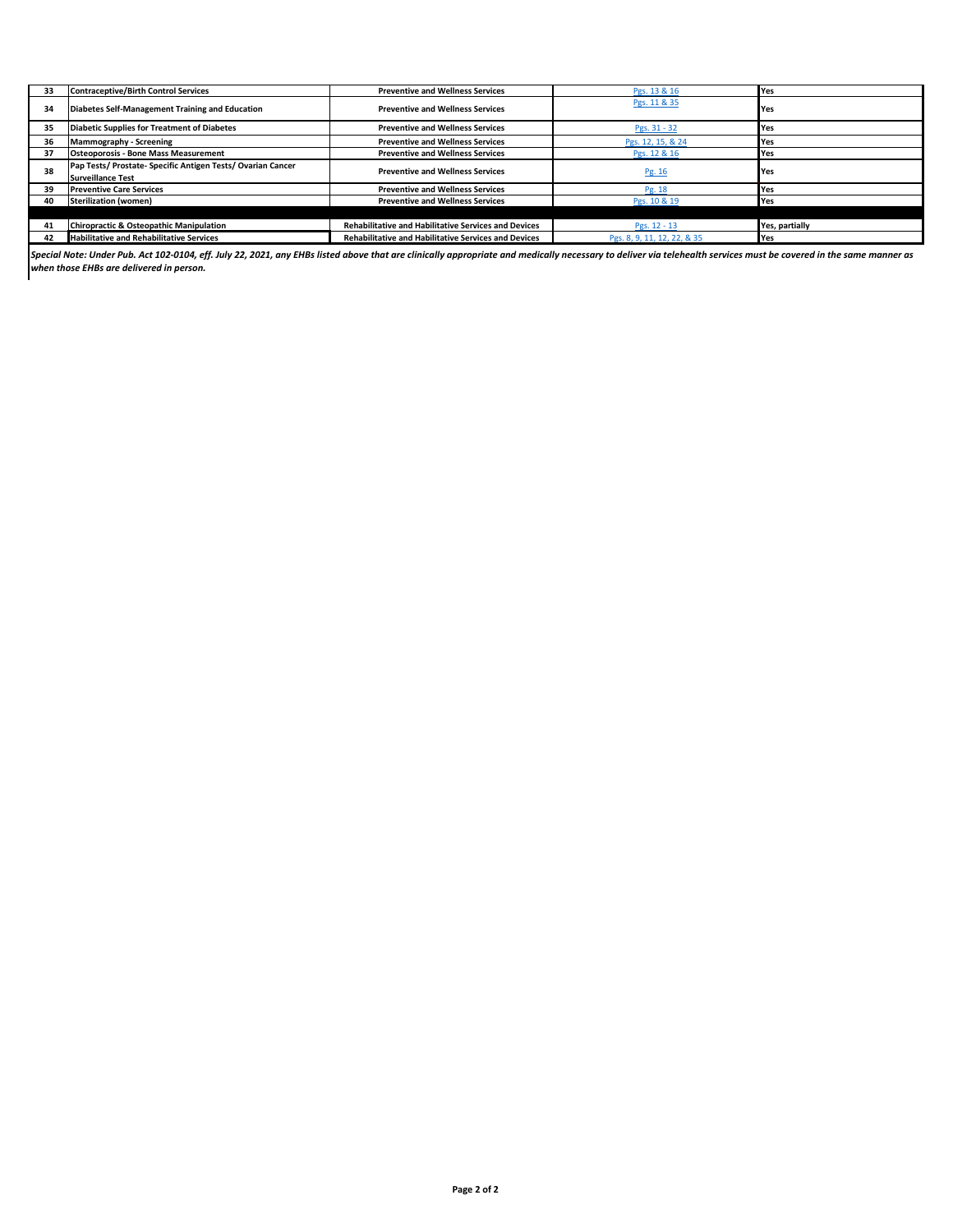| | | | | |
|---|---|---|---|---|
| 33 | **Contraceptive/Birth Control Services** | **Preventive and Wellness Services** | Pgs. 13 & 16 | **Yes** |
| 34 | **Diabetes Self-Management Training and Education** | **Preventive and Wellness Services** | Pgs. 11 & 35 | **Yes** |
| 35 | **Diabetic Supplies for Treatment of Diabetes** | **Preventive and Wellness Services** | Pgs. 31 - 32 | **Yes** |
| 36 | **Mammography - Screening** | **Preventive and Wellness Services** | Pgs. 12, 15, & 24 | **Yes** |
| 37 | **Osteoporosis - Bone Mass Measurement** | **Preventive and Wellness Services** | Pgs. 12 & 16 | **Yes** |
| 38 | **Pap Tests/ Prostate- Specific Antigen Tests/ Ovarian Cancer Surveillance Test** | **Preventive and Wellness Services** | Pg. 16 | **Yes** |
| 39 | **Preventive Care Services** | **Preventive and Wellness Services** | Pg. 18 | **Yes** |
| 40 | **Sterilization (women)** | **Preventive and Wellness Services** | Pgs. 10 & 19 | **Yes** |
| | | | | |
| 41 | **Chiropractic & Osteopathic Manipulation** | **Rehabilitative and Habilitative Services and Devices** | Pgs. 12 - 13 | **Yes, partially** |
| 42 | **Habilitative and Rehabilitative Services** | **Rehabilitative and Habilitative Services and Devices** | Pgs. 8, 9, 11, 12, 22, & 35 | **Yes** |

***Special Note: Under Pub. Act 102-0104, eff. July 22, 2021, any EHBs listed above that are clinically appropriate and medically necessary to deliver via telehealth services must be covered in the same manner as when those EHBs are delivered in person.***